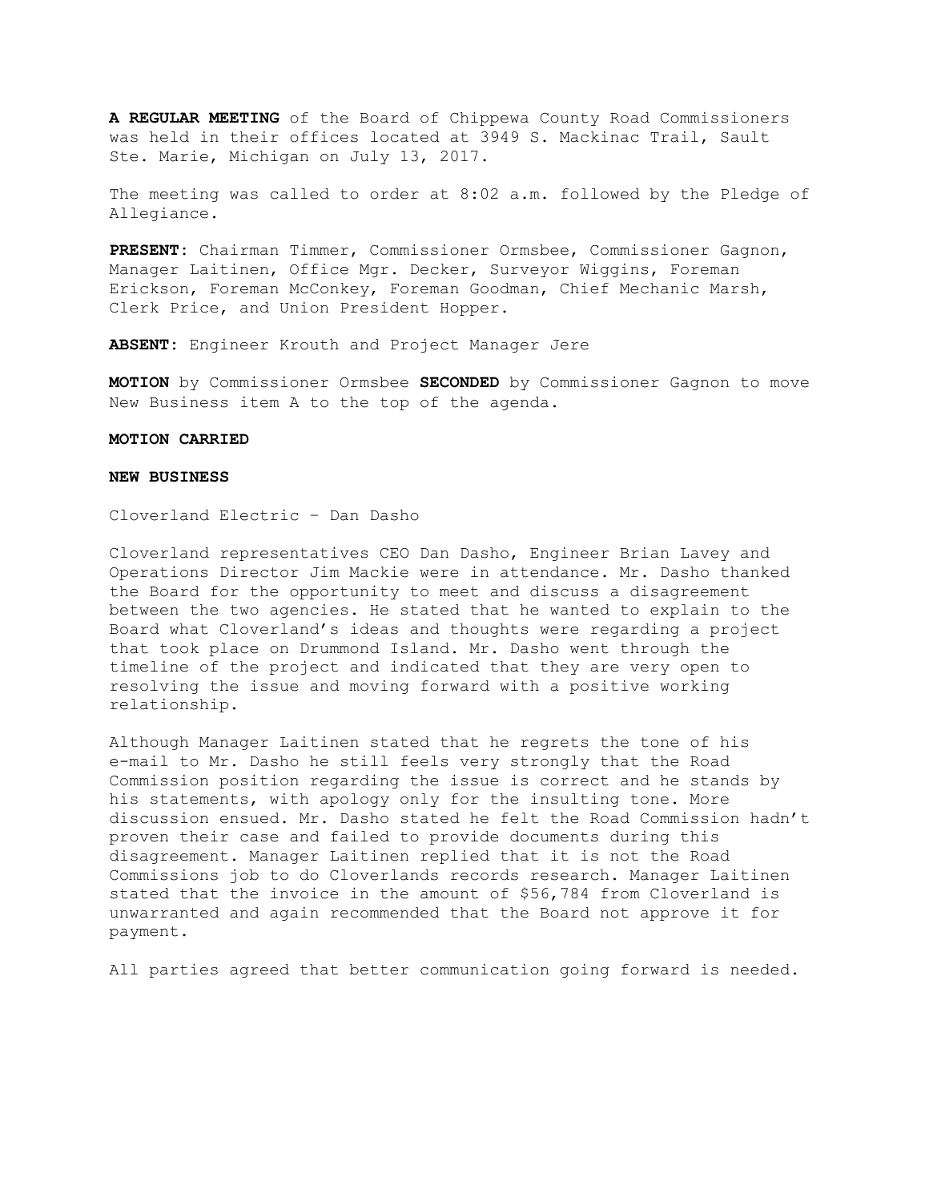**A REGULAR MEETING** of the Board of Chippewa County Road Commissioners was held in their offices located at 3949 S. Mackinac Trail, Sault Ste. Marie, Michigan on July 13, 2017.

The meeting was called to order at 8:02 a.m. followed by the Pledge of Allegiance.

**PRESENT**: Chairman Timmer, Commissioner Ormsbee, Commissioner Gagnon, Manager Laitinen, Office Mgr. Decker, Surveyor Wiggins, Foreman Erickson, Foreman McConkey, Foreman Goodman, Chief Mechanic Marsh, Clerk Price, and Union President Hopper.

**ABSENT**: Engineer Krouth and Project Manager Jere

**MOTION** by Commissioner Ormsbee **SECONDED** by Commissioner Gagnon to move New Business item A to the top of the agenda.

**MOTION CARRIED**

**NEW BUSINESS**

Cloverland Electric – Dan Dasho

Cloverland representatives CEO Dan Dasho, Engineer Brian Lavey and Operations Director Jim Mackie were in attendance. Mr. Dasho thanked the Board for the opportunity to meet and discuss a disagreement between the two agencies. He stated that he wanted to explain to the Board what Cloverland's ideas and thoughts were regarding a project that took place on Drummond Island. Mr. Dasho went through the timeline of the project and indicated that they are very open to resolving the issue and moving forward with a positive working relationship.

Although Manager Laitinen stated that he regrets the tone of his e-mail to Mr. Dasho he still feels very strongly that the Road Commission position regarding the issue is correct and he stands by his statements, with apology only for the insulting tone. More discussion ensued. Mr. Dasho stated he felt the Road Commission hadn't proven their case and failed to provide documents during this disagreement. Manager Laitinen replied that it is not the Road Commissions job to do Cloverlands records research. Manager Laitinen stated that the invoice in the amount of $56,784 from Cloverland is unwarranted and again recommended that the Board not approve it for payment.

All parties agreed that better communication going forward is needed.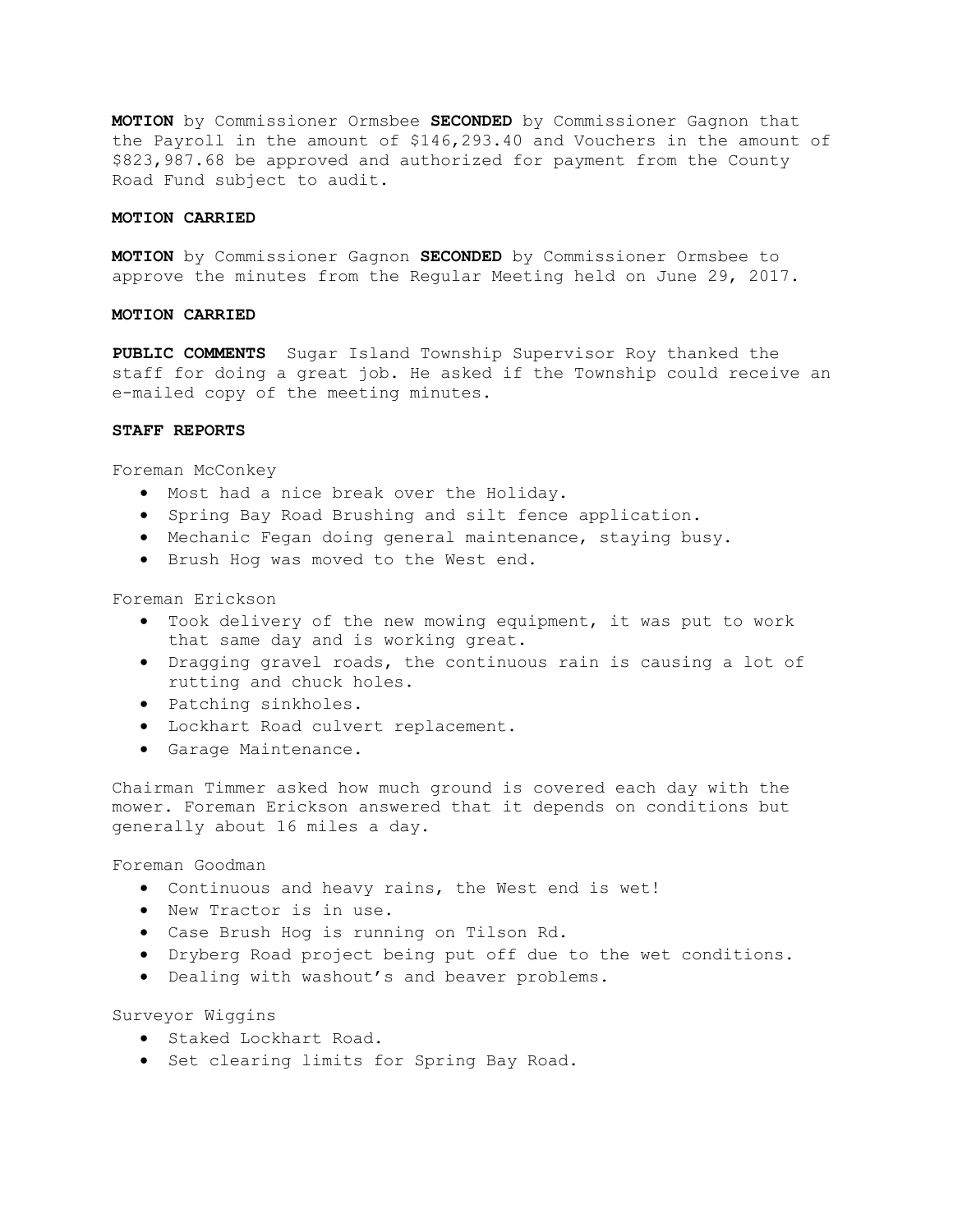**MOTION** by Commissioner Ormsbee **SECONDED** by Commissioner Gagnon that the Payroll in the amount of $146,293.40 and Vouchers in the amount of $823,987.68 be approved and authorized for payment from the County Road Fund subject to audit.

**MOTION CARRIED**

**MOTION** by Commissioner Gagnon **SECONDED** by Commissioner Ormsbee to approve the minutes from the Regular Meeting held on June 29, 2017.

**MOTION CARRIED**

**PUBLIC COMMENTS** Sugar Island Township Supervisor Roy thanked the staff for doing a great job. He asked if the Township could receive an e-mailed copy of the meeting minutes.

**STAFF REPORTS**

Foreman McConkey

- Most had a nice break over the Holiday.
- Spring Bay Road Brushing and silt fence application.
- Mechanic Fegan doing general maintenance, staying busy.
- Brush Hog was moved to the West end.

Foreman Erickson

- Took delivery of the new mowing equipment, it was put to work that same day and is working great.
- Dragging gravel roads, the continuous rain is causing a lot of rutting and chuck holes.
- Patching sinkholes.
- Lockhart Road culvert replacement.
- Garage Maintenance.

Chairman Timmer asked how much ground is covered each day with the mower. Foreman Erickson answered that it depends on conditions but generally about 16 miles a day.

Foreman Goodman

- Continuous and heavy rains, the West end is wet!
- New Tractor is in use.
- Case Brush Hog is running on Tilson Rd.
- Dryberg Road project being put off due to the wet conditions.
- Dealing with washout's and beaver problems.

Surveyor Wiggins

- Staked Lockhart Road.
- Set clearing limits for Spring Bay Road.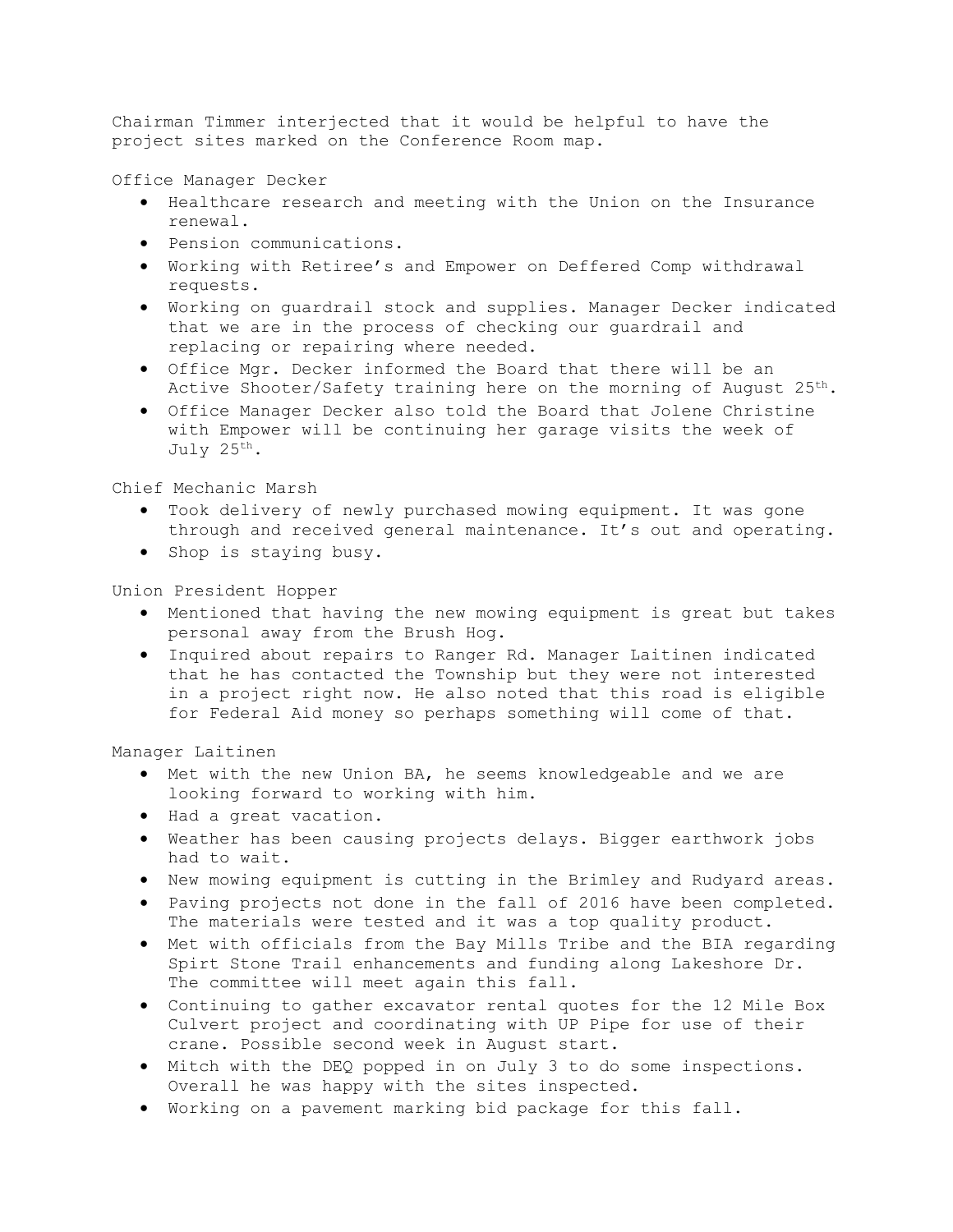Chairman Timmer interjected that it would be helpful to have the project sites marked on the Conference Room map.

Office Manager Decker

- Healthcare research and meeting with the Union on the Insurance renewal.
- Pension communications.
- Working with Retiree's and Empower on Deffered Comp withdrawal requests.
- Working on guardrail stock and supplies. Manager Decker indicated that we are in the process of checking our guardrail and replacing or repairing where needed.
- Office Mgr. Decker informed the Board that there will be an Active Shooter/Safety training here on the morning of August 25th.
- Office Manager Decker also told the Board that Jolene Christine with Empower will be continuing her garage visits the week of July 25th.

Chief Mechanic Marsh

- Took delivery of newly purchased mowing equipment. It was gone through and received general maintenance. It's out and operating.
- Shop is staying busy.

Union President Hopper

- Mentioned that having the new mowing equipment is great but takes personal away from the Brush Hog.
- Inquired about repairs to Ranger Rd. Manager Laitinen indicated that he has contacted the Township but they were not interested in a project right now. He also noted that this road is eligible for Federal Aid money so perhaps something will come of that.

Manager Laitinen

- Met with the new Union BA, he seems knowledgeable and we are looking forward to working with him.
- Had a great vacation.
- Weather has been causing projects delays. Bigger earthwork jobs had to wait.
- New mowing equipment is cutting in the Brimley and Rudyard areas.
- Paving projects not done in the fall of 2016 have been completed. The materials were tested and it was a top quality product.
- Met with officials from the Bay Mills Tribe and the BIA regarding Spirt Stone Trail enhancements and funding along Lakeshore Dr. The committee will meet again this fall.
- Continuing to gather excavator rental quotes for the 12 Mile Box Culvert project and coordinating with UP Pipe for use of their crane. Possible second week in August start.
- Mitch with the DEQ popped in on July 3 to do some inspections. Overall he was happy with the sites inspected.
- Working on a pavement marking bid package for this fall.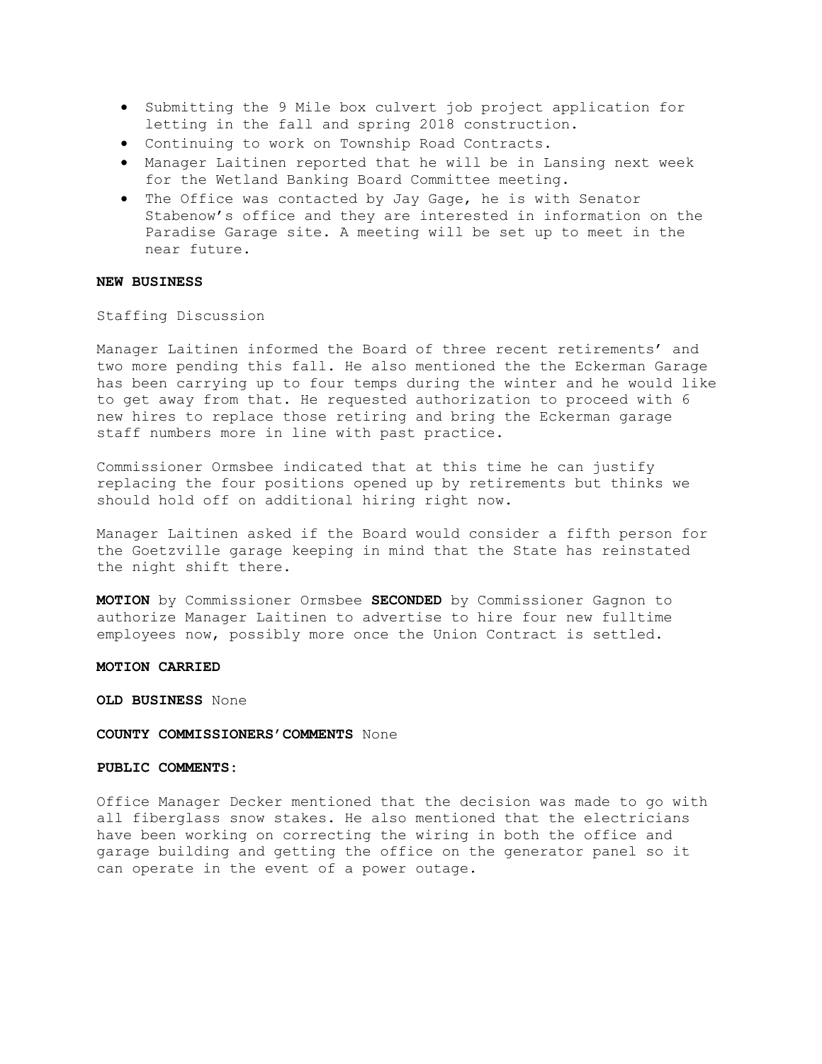- Submitting the 9 Mile box culvert job project application for letting in the fall and spring 2018 construction.
- Continuing to work on Township Road Contracts.
- Manager Laitinen reported that he will be in Lansing next week for the Wetland Banking Board Committee meeting.
- The Office was contacted by Jay Gage, he is with Senator Stabenow's office and they are interested in information on the Paradise Garage site. A meeting will be set up to meet in the near future.

**NEW BUSINESS**

Staffing Discussion

Manager Laitinen informed the Board of three recent retirements' and two more pending this fall. He also mentioned the the Eckerman Garage has been carrying up to four temps during the winter and he would like to get away from that. He requested authorization to proceed with 6 new hires to replace those retiring and bring the Eckerman garage staff numbers more in line with past practice.

Commissioner Ormsbee indicated that at this time he can justify replacing the four positions opened up by retirements but thinks we should hold off on additional hiring right now.

Manager Laitinen asked if the Board would consider a fifth person for the Goetzville garage keeping in mind that the State has reinstated the night shift there.

**MOTION** by Commissioner Ormsbee **SECONDED** by Commissioner Gagnon to authorize Manager Laitinen to advertise to hire four new fulltime employees now, possibly more once the Union Contract is settled.

**MOTION CARRIED**

**OLD BUSINESS** None

**COUNTY COMMISSIONERS'COMMENTS** None

**PUBLIC COMMENTS:**

Office Manager Decker mentioned that the decision was made to go with all fiberglass snow stakes. He also mentioned that the electricians have been working on correcting the wiring in both the office and garage building and getting the office on the generator panel so it can operate in the event of a power outage.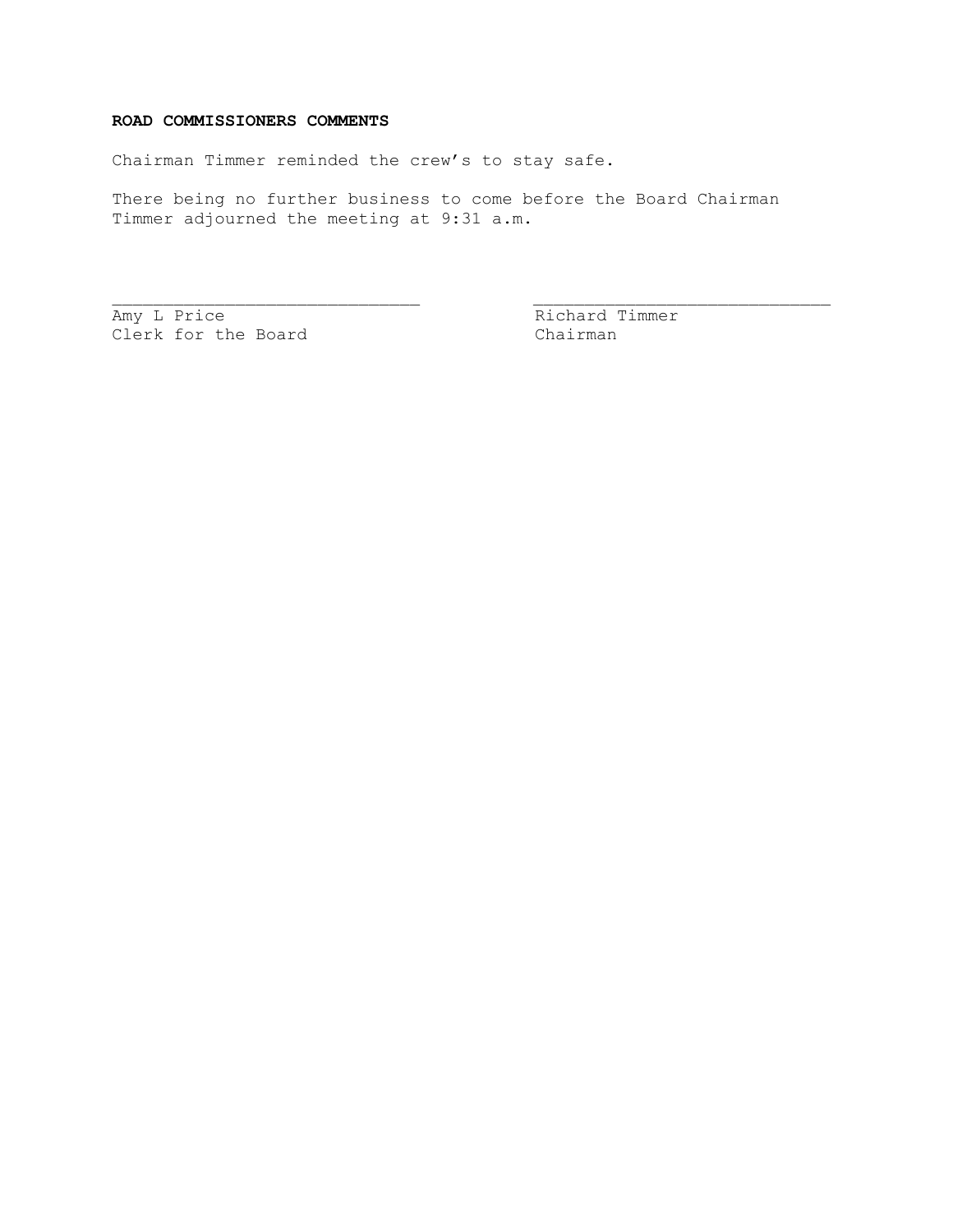**ROAD COMMISSIONERS COMMENTS**

Chairman Timmer reminded the crew’s to stay safe.

There being no further business to come before the Board Chairman Timmer adjourned the meeting at 9:31 a.m.

| | |
|---|---|
| ______________________________ | ______________________________ |
| Amy L Price | Richard Timmer |
| Clerk for the Board | Chairman |